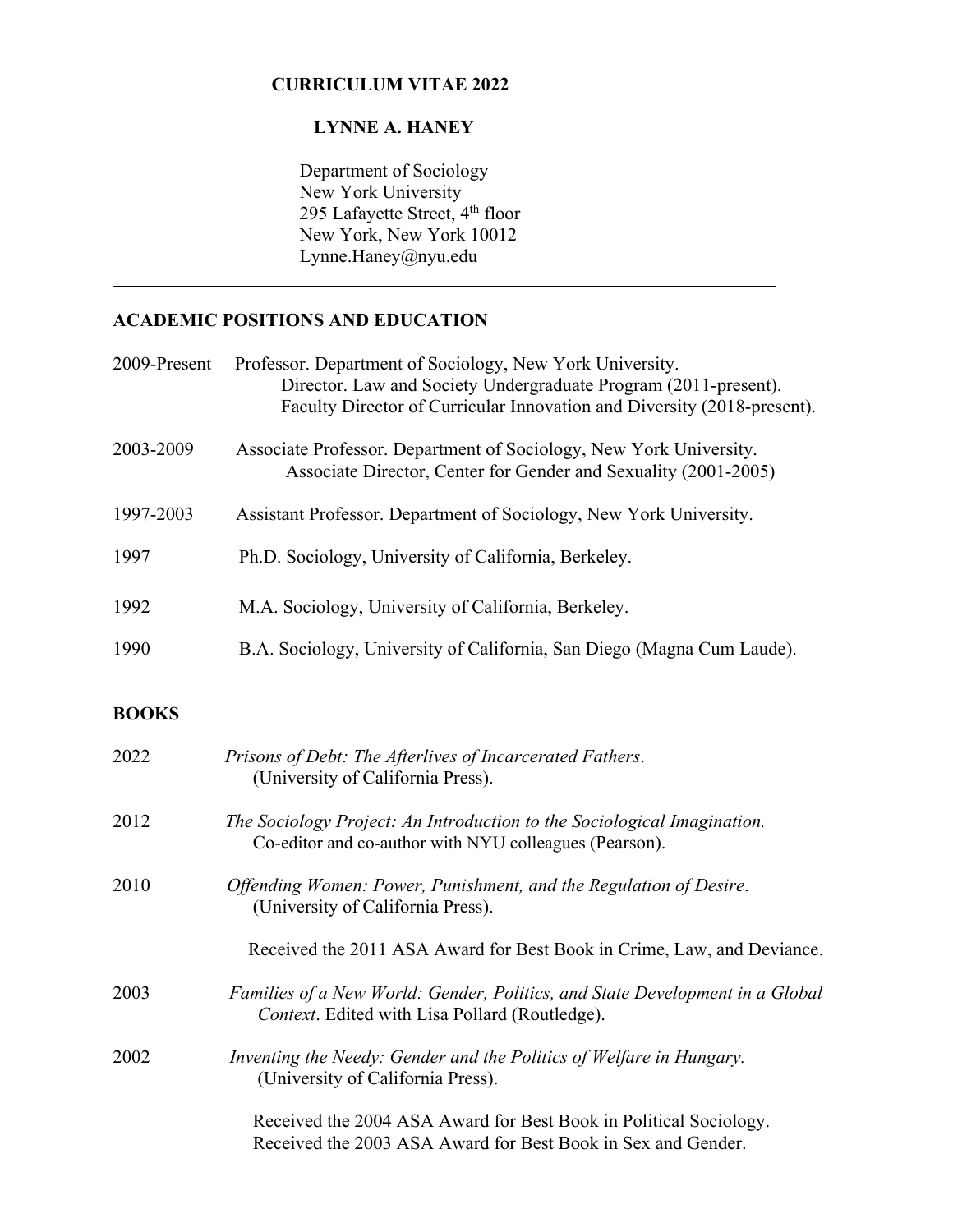# CURRICULUM VITAE 2022

## LYNNE A. HANEY

Department of Sociology
New York University
295 Lafayette Street, 4th floor
New York, New York 10012
Lynne.Haney@nyu.edu

---

## ACADEMIC POSITIONS AND EDUCATION

2009-Present Professor. Department of Sociology, New York University.
Director. Law and Society Undergraduate Program (2011-present).
Faculty Director of Curricular Innovation and Diversity (2018-present).

2003-2009 Associate Professor. Department of Sociology, New York University.
Associate Director, Center for Gender and Sexuality (2001-2005)

1997-2003 Assistant Professor. Department of Sociology, New York University.

1997 Ph.D. Sociology, University of California, Berkeley.

1992 M.A. Sociology, University of California, Berkeley.

1990 B.A. Sociology, University of California, San Diego (Magna Cum Laude).

## BOOKS

2022 *Prisons of Debt: The Afterlives of Incarcerated Fathers*.
(University of California Press).

2012 *The Sociology Project: An Introduction to the Sociological Imagination.*
Co-editor and co-author with NYU colleagues (Pearson).

2010 *Offending Women: Power, Punishment, and the Regulation of Desire*.
(University of California Press).

Received the 2011 ASA Award for Best Book in Crime, Law, and Deviance.

2003 *Families of a New World: Gender, Politics, and State Development in a Global Context*. Edited with Lisa Pollard (Routledge).

2002 *Inventing the Needy: Gender and the Politics of Welfare in Hungary.*
(University of California Press).

Received the 2004 ASA Award for Best Book in Political Sociology.
Received the 2003 ASA Award for Best Book in Sex and Gender.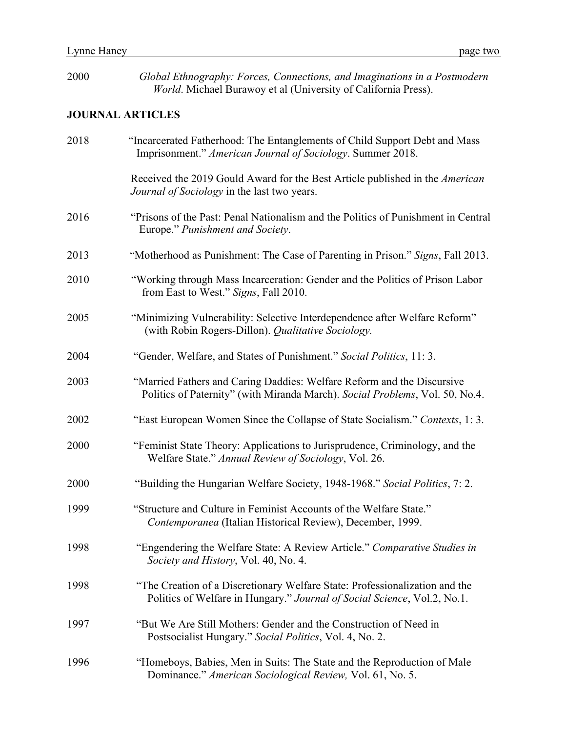2000 *Global Ethnography: Forces, Connections, and Imaginations in a Postmodern World*. Michael Burawoy et al (University of California Press).

## JOURNAL ARTICLES

2018 "Incarcerated Fatherhood: The Entanglements of Child Support Debt and Mass Imprisonment." *American Journal of Sociology*. Summer 2018.

Received the 2019 Gould Award for the Best Article published in the *American Journal of Sociology* in the last two years.

2016 "Prisons of the Past: Penal Nationalism and the Politics of Punishment in Central Europe." *Punishment and Society*.

2013 "Motherhood as Punishment: The Case of Parenting in Prison." *Signs*, Fall 2013.

2010 "Working through Mass Incarceration: Gender and the Politics of Prison Labor from East to West." *Signs*, Fall 2010.

2005 "Minimizing Vulnerability: Selective Interdependence after Welfare Reform" (with Robin Rogers-Dillon). *Qualitative Sociology.*

2004 "Gender, Welfare, and States of Punishment." *Social Politics*, 11: 3.

2003 "Married Fathers and Caring Daddies: Welfare Reform and the Discursive Politics of Paternity" (with Miranda March). *Social Problems*, Vol. 50, No.4.

2002 "East European Women Since the Collapse of State Socialism." *Contexts*, 1: 3.

2000 "Feminist State Theory: Applications to Jurisprudence, Criminology, and the Welfare State." *Annual Review of Sociology*, Vol. 26.

2000 "Building the Hungarian Welfare Society, 1948-1968." *Social Politics*, 7: 2.

1999 "Structure and Culture in Feminist Accounts of the Welfare State." *Contemporanea* (Italian Historical Review), December, 1999.

1998 "Engendering the Welfare State: A Review Article." *Comparative Studies in Society and History*, Vol. 40, No. 4.

1998 "The Creation of a Discretionary Welfare State: Professionalization and the Politics of Welfare in Hungary." *Journal of Social Science*, Vol.2, No.1.

1997 "But We Are Still Mothers: Gender and the Construction of Need in Postsocialist Hungary." *Social Politics*, Vol. 4, No. 2.

1996 "Homeboys, Babies, Men in Suits: The State and the Reproduction of Male Dominance." *American Sociological Review,* Vol. 61, No. 5.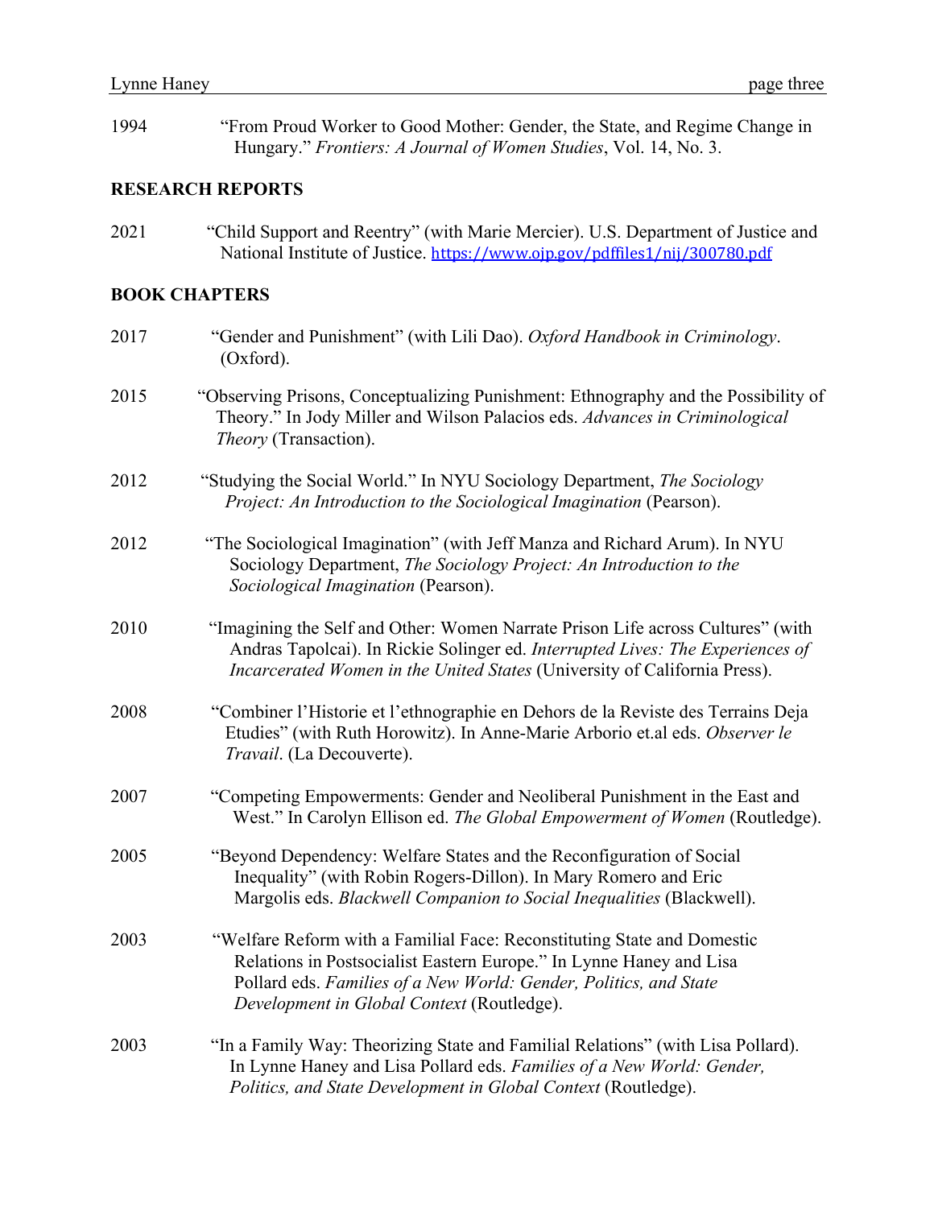1994 “From Proud Worker to Good Mother: Gender, the State, and Regime Change in Hungary.” *Frontiers: A Journal of Women Studies*, Vol. 14, No. 3.

**RESEARCH REPORTS**

2021 “Child Support and Reentry” (with Marie Mercier). U.S. Department of Justice and National Institute of Justice. https://www.ojp.gov/pdffiles1/nij/300780.pdf

**BOOK CHAPTERS**

2017 “Gender and Punishment” (with Lili Dao). *Oxford Handbook in Criminology*. (Oxford).

2015 “Observing Prisons, Conceptualizing Punishment: Ethnography and the Possibility of Theory.” In Jody Miller and Wilson Palacios eds. *Advances in Criminological Theory* (Transaction).

2012 “Studying the Social World.” In NYU Sociology Department, *The Sociology Project: An Introduction to the Sociological Imagination* (Pearson).

2012 “The Sociological Imagination” (with Jeff Manza and Richard Arum). In NYU Sociology Department, *The Sociology Project: An Introduction to the Sociological Imagination* (Pearson).

2010 “Imagining the Self and Other: Women Narrate Prison Life across Cultures” (with Andras Tapolcai). In Rickie Solinger ed. *Interrupted Lives: The Experiences of Incarcerated Women in the United States* (University of California Press).

2008 “Combiner l’Historie et l’ethnographie en Dehors de la Reviste des Terrains Deja Etudies” (with Ruth Horowitz). In Anne-Marie Arborio et.al eds. *Observer le Travail*. (La Decouverte).

2007 “Competing Empowerments: Gender and Neoliberal Punishment in the East and West.” In Carolyn Ellison ed. *The Global Empowerment of Women* (Routledge).

2005 “Beyond Dependency: Welfare States and the Reconfiguration of Social Inequality” (with Robin Rogers-Dillon). In Mary Romero and Eric Margolis eds. *Blackwell Companion to Social Inequalities* (Blackwell).

2003 “Welfare Reform with a Familial Face: Reconstituting State and Domestic Relations in Postsocialist Eastern Europe.” In Lynne Haney and Lisa Pollard eds. *Families of a New World: Gender, Politics, and State Development in Global Context* (Routledge).

2003 “In a Family Way: Theorizing State and Familial Relations” (with Lisa Pollard). In Lynne Haney and Lisa Pollard eds. *Families of a New World: Gender, Politics, and State Development in Global Context* (Routledge).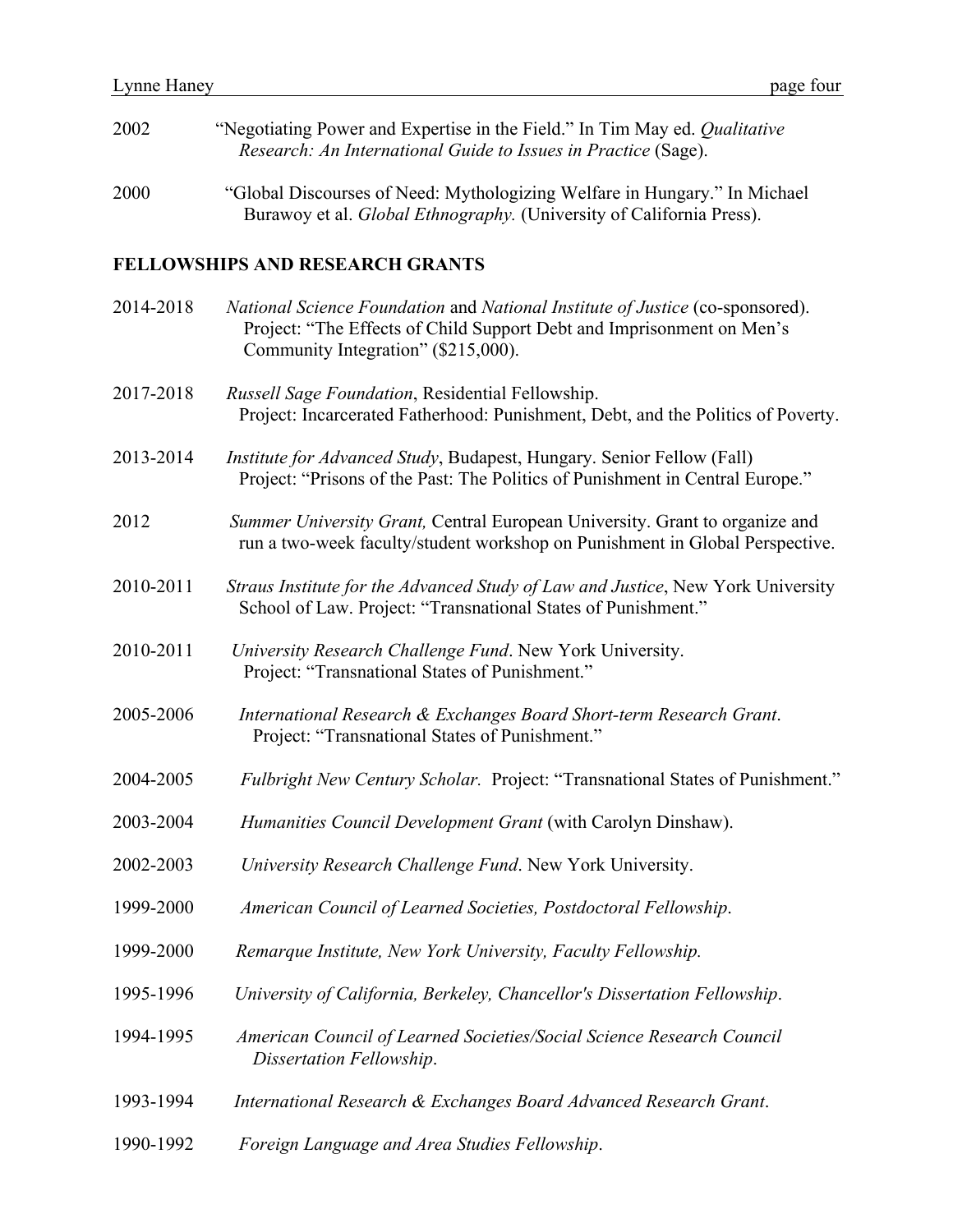2002 "Negotiating Power and Expertise in the Field." In Tim May ed. *Qualitative Research: An International Guide to Issues in Practice* (Sage).

2000 "Global Discourses of Need: Mythologizing Welfare in Hungary." In Michael Burawoy et al. *Global Ethnography.* (University of California Press).

## FELLOWSHIPS AND RESEARCH GRANTS

2014-2018 *National Science Foundation* and *National Institute of Justice* (co-sponsored). Project: "The Effects of Child Support Debt and Imprisonment on Men's Community Integration" ($215,000).

2017-2018 *Russell Sage Foundation*, Residential Fellowship. Project: Incarcerated Fatherhood: Punishment, Debt, and the Politics of Poverty.

2013-2014 *Institute for Advanced Study*, Budapest, Hungary. Senior Fellow (Fall) Project: "Prisons of the Past: The Politics of Punishment in Central Europe."

2012 *Summer University Grant,* Central European University. Grant to organize and run a two-week faculty/student workshop on Punishment in Global Perspective.

2010-2011 *Straus Institute for the Advanced Study of Law and Justice*, New York University School of Law. Project: "Transnational States of Punishment."

2010-2011 *University Research Challenge Fund*. New York University. Project: "Transnational States of Punishment."

2005-2006 *International Research & Exchanges Board Short-term Research Grant*. Project: "Transnational States of Punishment."

2004-2005 *Fulbright New Century Scholar.* Project: "Transnational States of Punishment."

2003-2004 *Humanities Council Development Grant* (with Carolyn Dinshaw).

2002-2003 *University Research Challenge Fund*. New York University.

1999-2000 *American Council of Learned Societies, Postdoctoral Fellowship*.

1999-2000 *Remarque Institute, New York University, Faculty Fellowship.*

1995-1996 *University of California, Berkeley, Chancellor's Dissertation Fellowship*.

1994-1995 *American Council of Learned Societies/Social Science Research Council Dissertation Fellowship*.

1993-1994 *International Research & Exchanges Board Advanced Research Grant*.

1990-1992 *Foreign Language and Area Studies Fellowship*.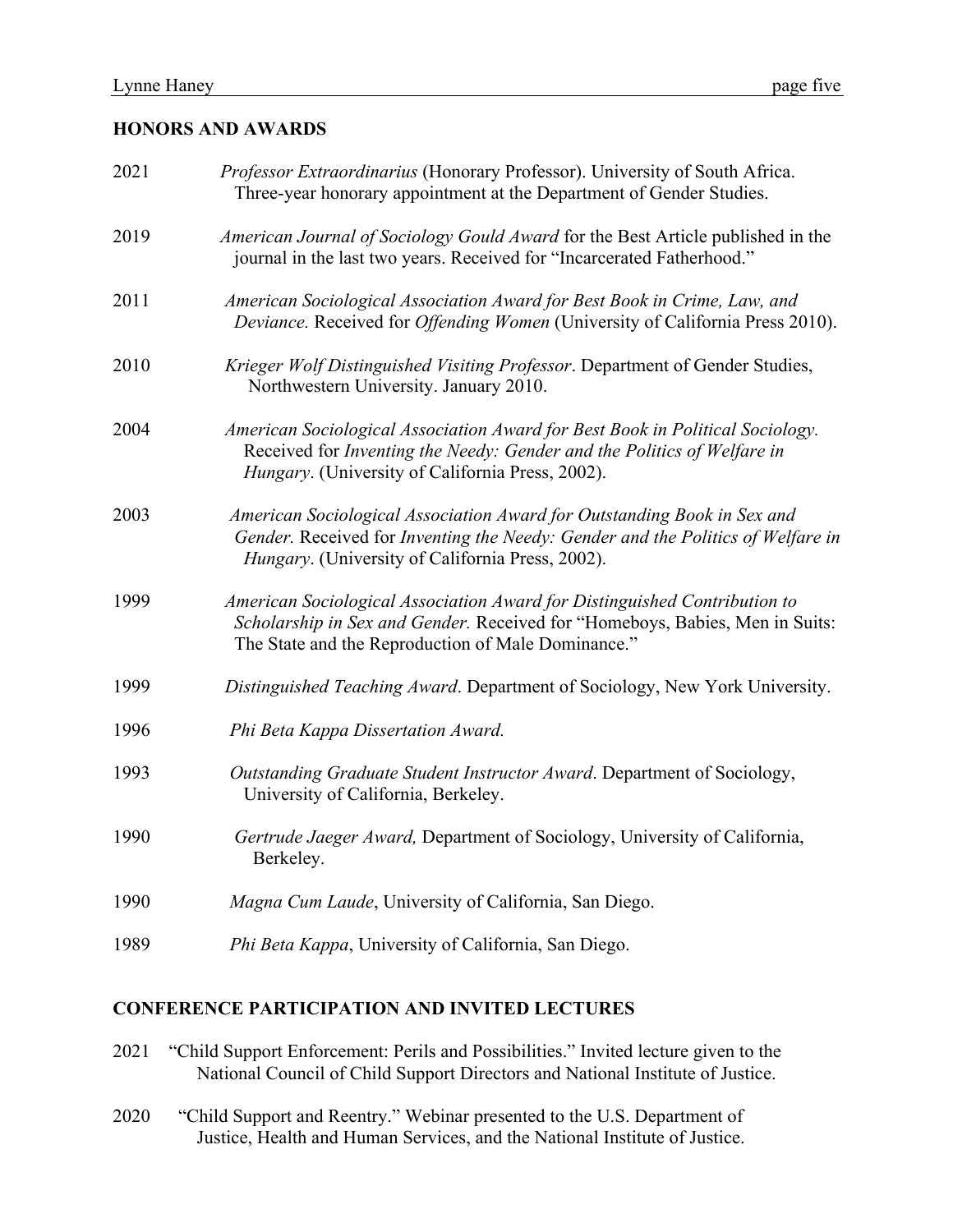## HONORS AND AWARDS

2021 *Professor Extraordinarius* (Honorary Professor). University of South Africa. Three-year honorary appointment at the Department of Gender Studies.

2019 *American Journal of Sociology Gould Award* for the Best Article published in the journal in the last two years. Received for "Incarcerated Fatherhood."

2011 *American Sociological Association Award for Best Book in Crime, Law, and Deviance.* Received for *Offending Women* (University of California Press 2010).

2010 *Krieger Wolf Distinguished Visiting Professor*. Department of Gender Studies, Northwestern University. January 2010.

2004 *American Sociological Association Award for Best Book in Political Sociology.* Received for *Inventing the Needy: Gender and the Politics of Welfare in Hungary*. (University of California Press, 2002).

2003 *American Sociological Association Award for Outstanding Book in Sex and Gender.* Received for *Inventing the Needy: Gender and the Politics of Welfare in Hungary*. (University of California Press, 2002).

1999 *American Sociological Association Award for Distinguished Contribution to Scholarship in Sex and Gender.* Received for "Homeboys, Babies, Men in Suits: The State and the Reproduction of Male Dominance."

1999 *Distinguished Teaching Award*. Department of Sociology, New York University.

1996 *Phi Beta Kappa Dissertation Award.*

1993 *Outstanding Graduate Student Instructor Award*. Department of Sociology, University of California, Berkeley.

1990 *Gertrude Jaeger Award,* Department of Sociology, University of California, Berkeley.

1990 *Magna Cum Laude*, University of California, San Diego.

1989 *Phi Beta Kappa*, University of California, San Diego.

## CONFERENCE PARTICIPATION AND INVITED LECTURES

2021 "Child Support Enforcement: Perils and Possibilities." Invited lecture given to the National Council of Child Support Directors and National Institute of Justice.

2020 "Child Support and Reentry." Webinar presented to the U.S. Department of Justice, Health and Human Services, and the National Institute of Justice.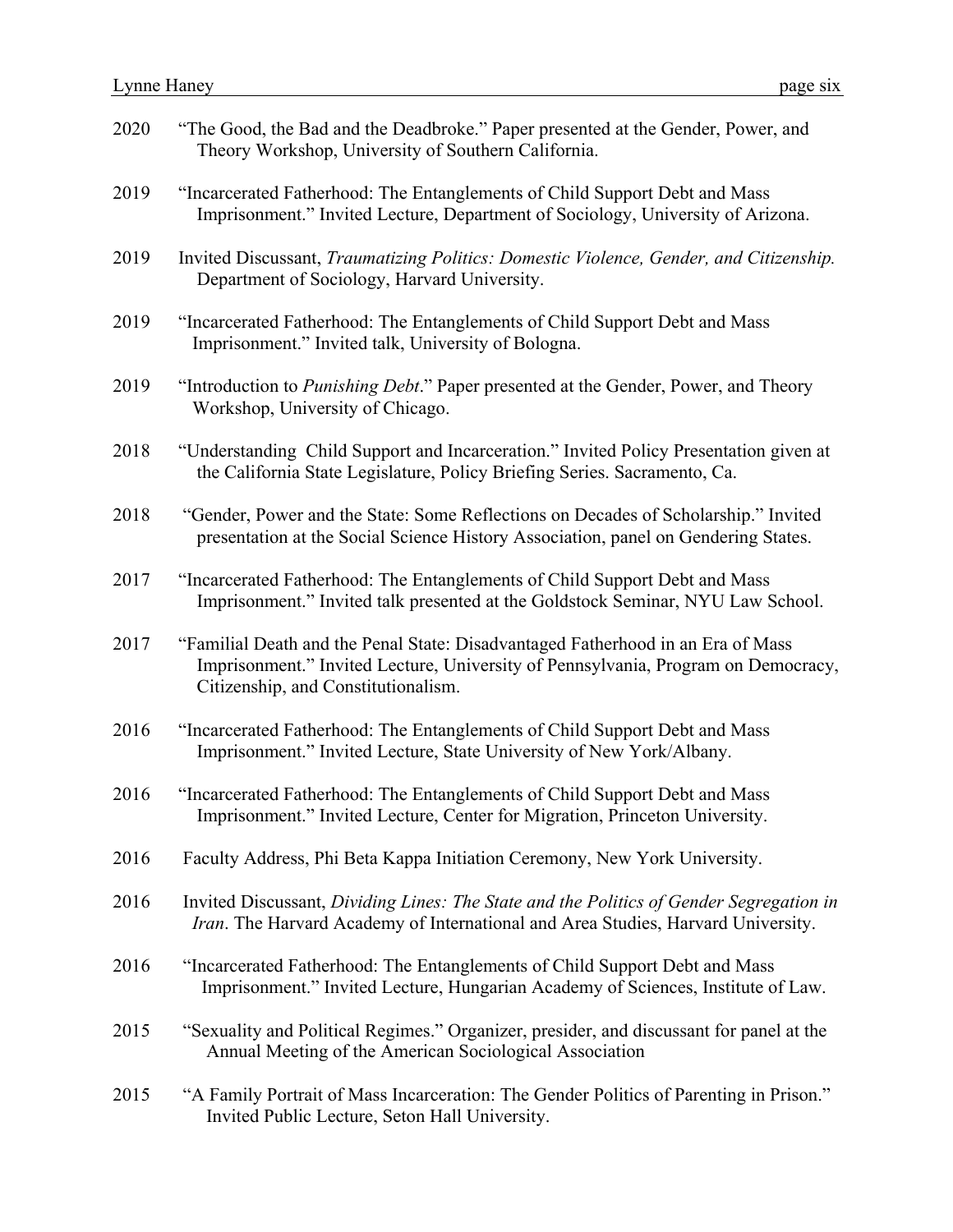2020 "The Good, the Bad and the Deadbroke." Paper presented at the Gender, Power, and Theory Workshop, University of Southern California.

2019 "Incarcerated Fatherhood: The Entanglements of Child Support Debt and Mass Imprisonment." Invited Lecture, Department of Sociology, University of Arizona.

2019 Invited Discussant, *Traumatizing Politics: Domestic Violence, Gender, and Citizenship.* Department of Sociology, Harvard University.

2019 "Incarcerated Fatherhood: The Entanglements of Child Support Debt and Mass Imprisonment." Invited talk, University of Bologna.

2019 "Introduction to *Punishing Debt*." Paper presented at the Gender, Power, and Theory Workshop, University of Chicago.

2018 "Understanding Child Support and Incarceration." Invited Policy Presentation given at the California State Legislature, Policy Briefing Series. Sacramento, Ca.

2018 "Gender, Power and the State: Some Reflections on Decades of Scholarship." Invited presentation at the Social Science History Association, panel on Gendering States.

2017 "Incarcerated Fatherhood: The Entanglements of Child Support Debt and Mass Imprisonment." Invited talk presented at the Goldstock Seminar, NYU Law School.

2017 "Familial Death and the Penal State: Disadvantaged Fatherhood in an Era of Mass Imprisonment." Invited Lecture, University of Pennsylvania, Program on Democracy, Citizenship, and Constitutionalism.

2016 "Incarcerated Fatherhood: The Entanglements of Child Support Debt and Mass Imprisonment." Invited Lecture, State University of New York/Albany.

2016 "Incarcerated Fatherhood: The Entanglements of Child Support Debt and Mass Imprisonment." Invited Lecture, Center for Migration, Princeton University.

2016 Faculty Address, Phi Beta Kappa Initiation Ceremony, New York University.

2016 Invited Discussant, *Dividing Lines: The State and the Politics of Gender Segregation in Iran*. The Harvard Academy of International and Area Studies, Harvard University.

2016 "Incarcerated Fatherhood: The Entanglements of Child Support Debt and Mass Imprisonment." Invited Lecture, Hungarian Academy of Sciences, Institute of Law.

2015 "Sexuality and Political Regimes." Organizer, presider, and discussant for panel at the Annual Meeting of the American Sociological Association

2015 "A Family Portrait of Mass Incarceration: The Gender Politics of Parenting in Prison." Invited Public Lecture, Seton Hall University.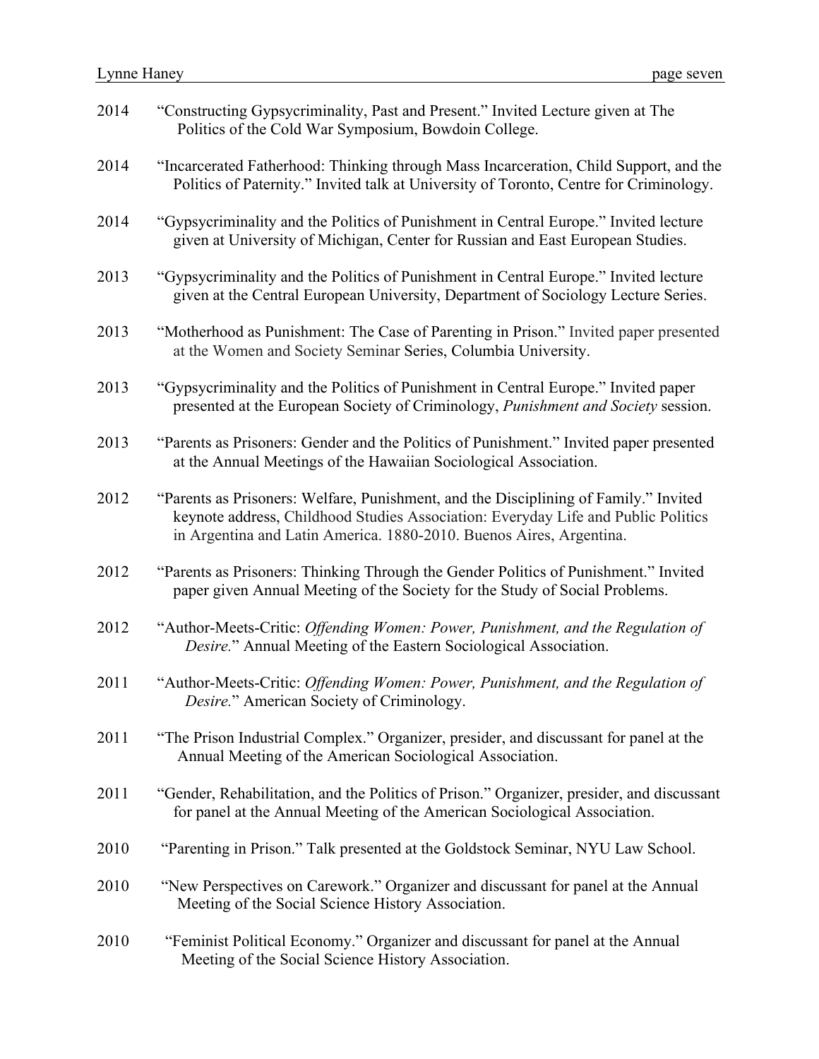2014 "Constructing Gypsycriminality, Past and Present." Invited Lecture given at The Politics of the Cold War Symposium, Bowdoin College.

2014 "Incarcerated Fatherhood: Thinking through Mass Incarceration, Child Support, and the Politics of Paternity." Invited talk at University of Toronto, Centre for Criminology.

2014 "Gypsycriminality and the Politics of Punishment in Central Europe." Invited lecture given at University of Michigan, Center for Russian and East European Studies.

2013 "Gypsycriminality and the Politics of Punishment in Central Europe." Invited lecture given at the Central European University, Department of Sociology Lecture Series.

2013 "Motherhood as Punishment: The Case of Parenting in Prison." Invited paper presented at the Women and Society Seminar Series, Columbia University.

2013 "Gypsycriminality and the Politics of Punishment in Central Europe." Invited paper presented at the European Society of Criminology, *Punishment and Society* session.

2013 "Parents as Prisoners: Gender and the Politics of Punishment." Invited paper presented at the Annual Meetings of the Hawaiian Sociological Association.

2012 "Parents as Prisoners: Welfare, Punishment, and the Disciplining of Family." Invited keynote address, Childhood Studies Association: Everyday Life and Public Politics in Argentina and Latin America. 1880-2010. Buenos Aires, Argentina.

2012 "Parents as Prisoners: Thinking Through the Gender Politics of Punishment." Invited paper given Annual Meeting of the Society for the Study of Social Problems.

2012 "Author-Meets-Critic: *Offending Women: Power, Punishment, and the Regulation of Desire*." Annual Meeting of the Eastern Sociological Association.

2011 "Author-Meets-Critic: *Offending Women: Power, Punishment, and the Regulation of Desire*." American Society of Criminology.

2011 "The Prison Industrial Complex." Organizer, presider, and discussant for panel at the Annual Meeting of the American Sociological Association.

2011 "Gender, Rehabilitation, and the Politics of Prison." Organizer, presider, and discussant for panel at the Annual Meeting of the American Sociological Association.

2010 "Parenting in Prison." Talk presented at the Goldstock Seminar, NYU Law School.

2010 "New Perspectives on Carework." Organizer and discussant for panel at the Annual Meeting of the Social Science History Association.

2010 "Feminist Political Economy." Organizer and discussant for panel at the Annual Meeting of the Social Science History Association.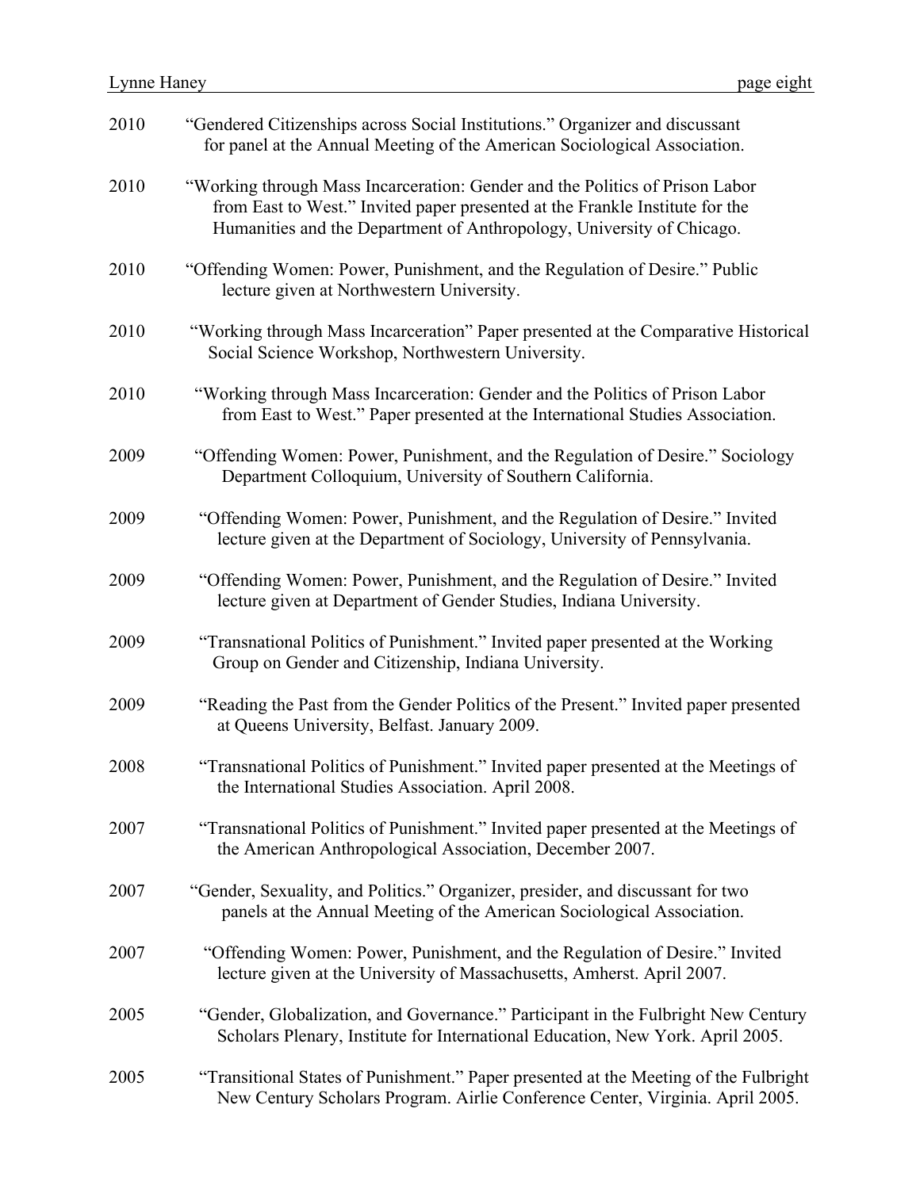2010 "Gendered Citizenships across Social Institutions." Organizer and discussant for panel at the Annual Meeting of the American Sociological Association.

2010 "Working through Mass Incarceration: Gender and the Politics of Prison Labor from East to West." Invited paper presented at the Frankle Institute for the Humanities and the Department of Anthropology, University of Chicago.

2010 "Offending Women: Power, Punishment, and the Regulation of Desire." Public lecture given at Northwestern University.

2010 "Working through Mass Incarceration" Paper presented at the Comparative Historical Social Science Workshop, Northwestern University.

2010 "Working through Mass Incarceration: Gender and the Politics of Prison Labor from East to West." Paper presented at the International Studies Association.

2009 "Offending Women: Power, Punishment, and the Regulation of Desire." Sociology Department Colloquium, University of Southern California.

2009 "Offending Women: Power, Punishment, and the Regulation of Desire." Invited lecture given at the Department of Sociology, University of Pennsylvania.

2009 "Offending Women: Power, Punishment, and the Regulation of Desire." Invited lecture given at Department of Gender Studies, Indiana University.

2009 "Transnational Politics of Punishment." Invited paper presented at the Working Group on Gender and Citizenship, Indiana University.

2009 "Reading the Past from the Gender Politics of the Present." Invited paper presented at Queens University, Belfast. January 2009.

2008 "Transnational Politics of Punishment." Invited paper presented at the Meetings of the International Studies Association. April 2008.

2007 "Transnational Politics of Punishment." Invited paper presented at the Meetings of the American Anthropological Association, December 2007.

2007 "Gender, Sexuality, and Politics." Organizer, presider, and discussant for two panels at the Annual Meeting of the American Sociological Association.

2007 "Offending Women: Power, Punishment, and the Regulation of Desire." Invited lecture given at the University of Massachusetts, Amherst. April 2007.

2005 "Gender, Globalization, and Governance." Participant in the Fulbright New Century Scholars Plenary, Institute for International Education, New York. April 2005.

2005 "Transitional States of Punishment." Paper presented at the Meeting of the Fulbright New Century Scholars Program. Airlie Conference Center, Virginia. April 2005.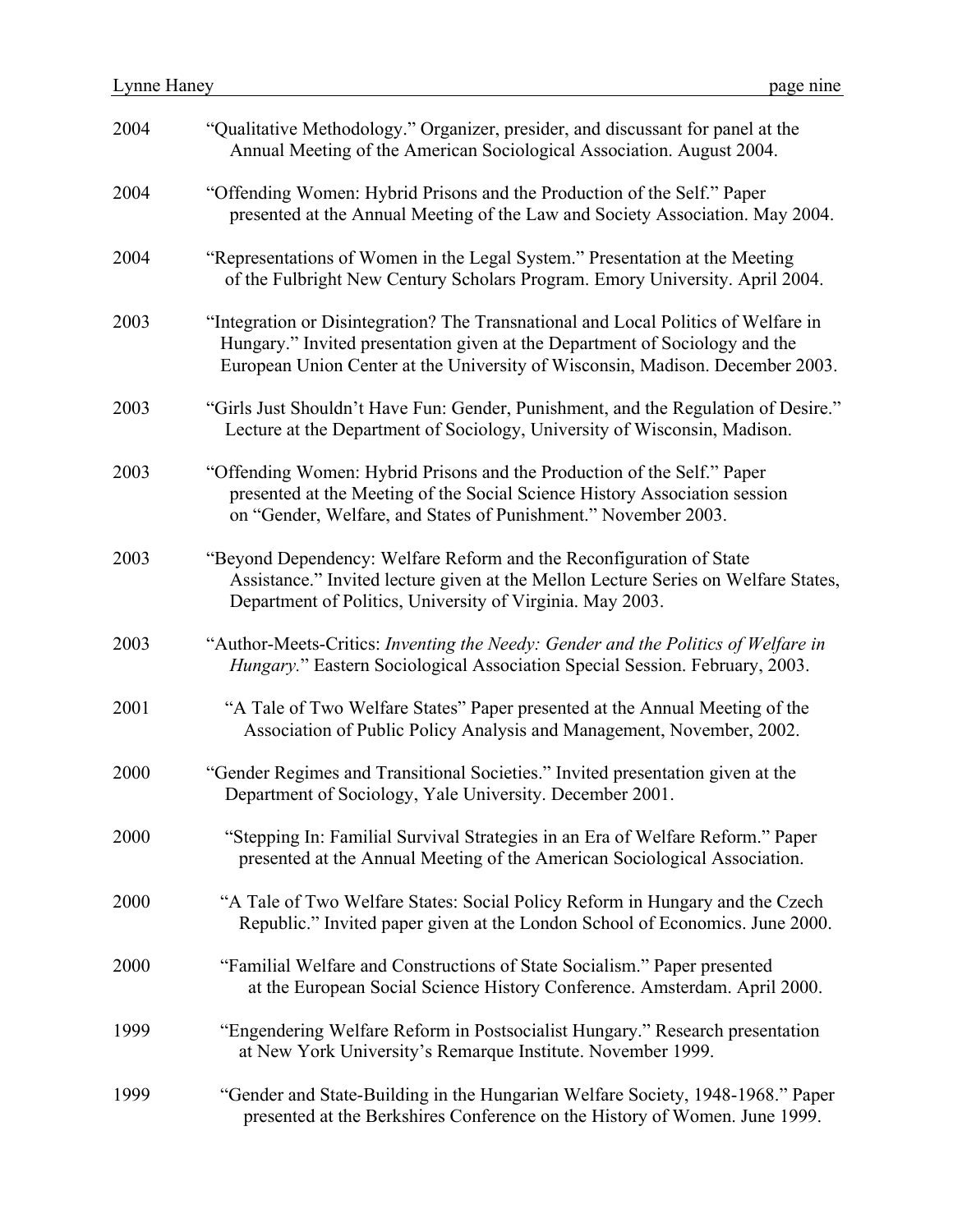2004 "Qualitative Methodology." Organizer, presider, and discussant for panel at the Annual Meeting of the American Sociological Association. August 2004.

2004 "Offending Women: Hybrid Prisons and the Production of the Self." Paper presented at the Annual Meeting of the Law and Society Association. May 2004.

2004 "Representations of Women in the Legal System." Presentation at the Meeting of the Fulbright New Century Scholars Program. Emory University. April 2004.

2003 "Integration or Disintegration? The Transnational and Local Politics of Welfare in Hungary." Invited presentation given at the Department of Sociology and the European Union Center at the University of Wisconsin, Madison. December 2003.

2003 "Girls Just Shouldn't Have Fun: Gender, Punishment, and the Regulation of Desire." Lecture at the Department of Sociology, University of Wisconsin, Madison.

2003 "Offending Women: Hybrid Prisons and the Production of the Self." Paper presented at the Meeting of the Social Science History Association session on "Gender, Welfare, and States of Punishment." November 2003.

2003 "Beyond Dependency: Welfare Reform and the Reconfiguration of State Assistance." Invited lecture given at the Mellon Lecture Series on Welfare States, Department of Politics, University of Virginia. May 2003.

2003 "Author-Meets-Critics: *Inventing the Needy: Gender and the Politics of Welfare in Hungary.*" Eastern Sociological Association Special Session. February, 2003.

2001 "A Tale of Two Welfare States" Paper presented at the Annual Meeting of the Association of Public Policy Analysis and Management, November, 2002.

2000 "Gender Regimes and Transitional Societies." Invited presentation given at the Department of Sociology, Yale University. December 2001.

2000 "Stepping In: Familial Survival Strategies in an Era of Welfare Reform." Paper presented at the Annual Meeting of the American Sociological Association.

2000 "A Tale of Two Welfare States: Social Policy Reform in Hungary and the Czech Republic." Invited paper given at the London School of Economics. June 2000.

2000 "Familial Welfare and Constructions of State Socialism." Paper presented at the European Social Science History Conference. Amsterdam. April 2000.

1999 "Engendering Welfare Reform in Postsocialist Hungary." Research presentation at New York University's Remarque Institute. November 1999.

1999 "Gender and State-Building in the Hungarian Welfare Society, 1948-1968." Paper presented at the Berkshires Conference on the History of Women. June 1999.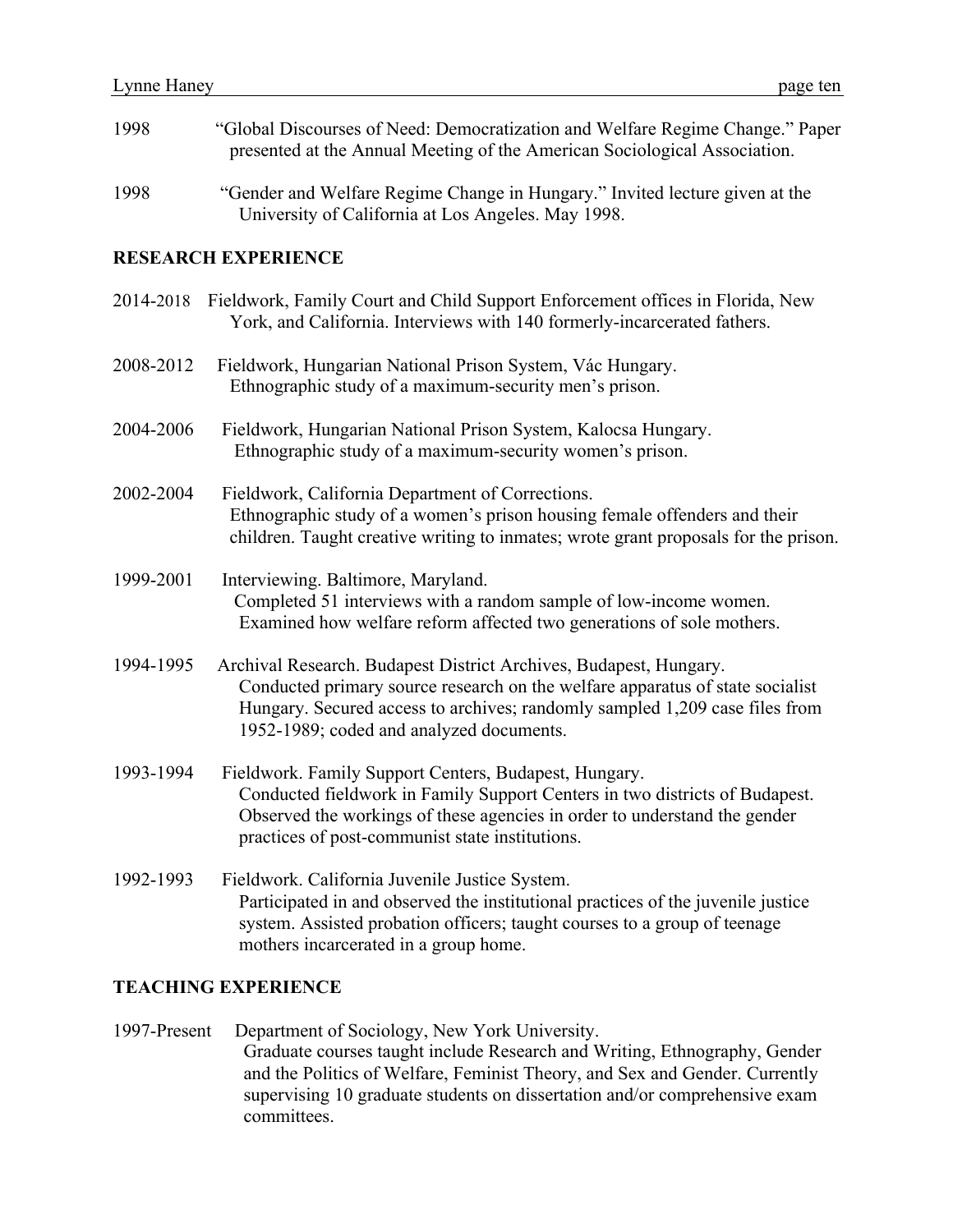1998 "Global Discourses of Need: Democratization and Welfare Regime Change." Paper presented at the Annual Meeting of the American Sociological Association.

1998 "Gender and Welfare Regime Change in Hungary." Invited lecture given at the University of California at Los Angeles. May 1998.

## RESEARCH EXPERIENCE

2014-2018 Fieldwork, Family Court and Child Support Enforcement offices in Florida, New York, and California. Interviews with 140 formerly-incarcerated fathers.

2008-2012 Fieldwork, Hungarian National Prison System, Vác Hungary.
Ethnographic study of a maximum-security men's prison.

2004-2006 Fieldwork, Hungarian National Prison System, Kalocsa Hungary.
Ethnographic study of a maximum-security women's prison.

2002-2004 Fieldwork, California Department of Corrections.
Ethnographic study of a women's prison housing female offenders and their children. Taught creative writing to inmates; wrote grant proposals for the prison.

1999-2001 Interviewing. Baltimore, Maryland.
Completed 51 interviews with a random sample of low-income women. Examined how welfare reform affected two generations of sole mothers.

1994-1995 Archival Research. Budapest District Archives, Budapest, Hungary.
Conducted primary source research on the welfare apparatus of state socialist Hungary. Secured access to archives; randomly sampled 1,209 case files from 1952-1989; coded and analyzed documents.

1993-1994 Fieldwork. Family Support Centers, Budapest, Hungary.
Conducted fieldwork in Family Support Centers in two districts of Budapest. Observed the workings of these agencies in order to understand the gender practices of post-communist state institutions.

1992-1993 Fieldwork. California Juvenile Justice System.
Participated in and observed the institutional practices of the juvenile justice system. Assisted probation officers; taught courses to a group of teenage mothers incarcerated in a group home.

## TEACHING EXPERIENCE

1997-Present Department of Sociology, New York University.
Graduate courses taught include Research and Writing, Ethnography, Gender and the Politics of Welfare, Feminist Theory, and Sex and Gender. Currently supervising 10 graduate students on dissertation and/or comprehensive exam committees.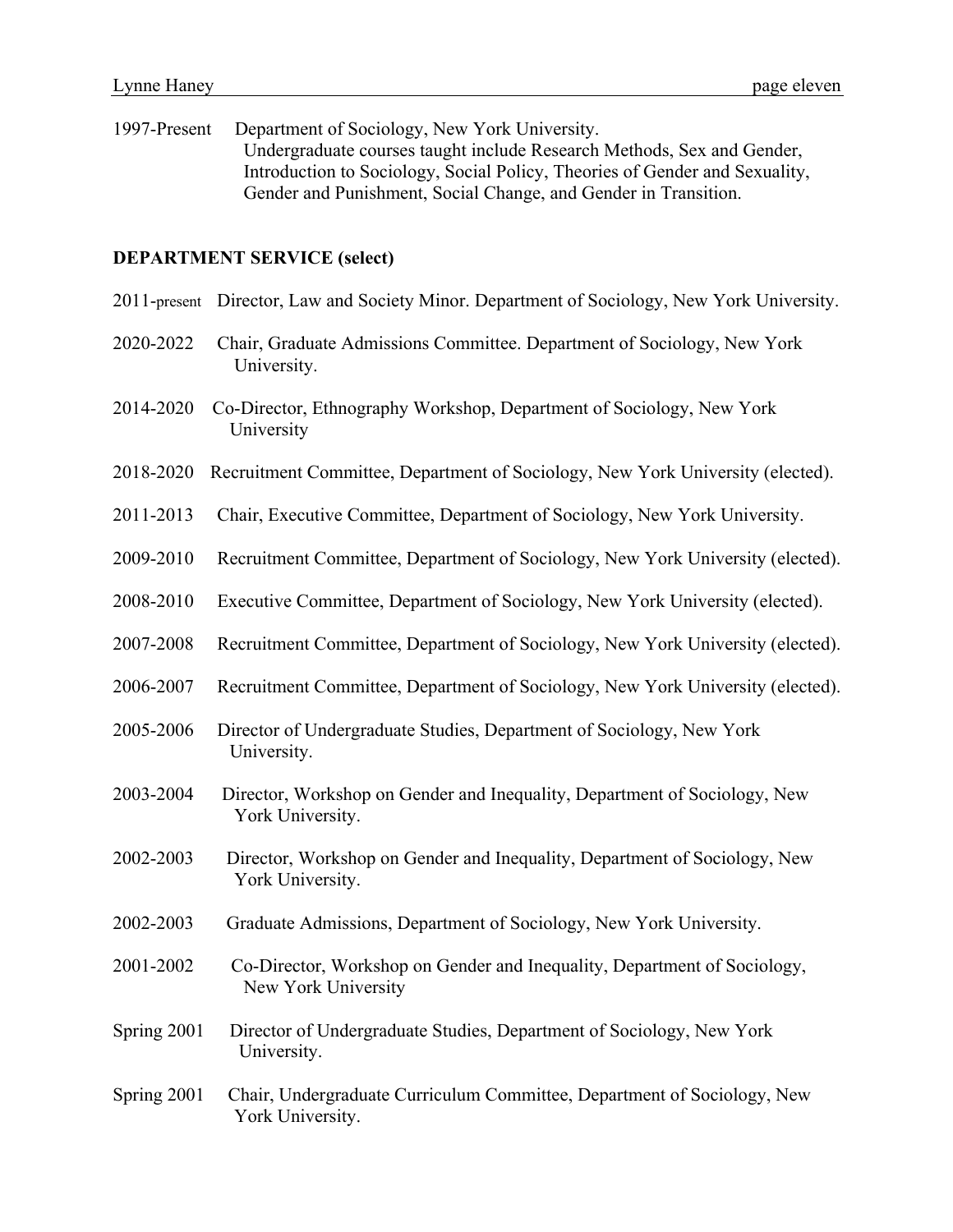1997-Present Department of Sociology, New York University.
Undergraduate courses taught include Research Methods, Sex and Gender, Introduction to Sociology, Social Policy, Theories of Gender and Sexuality, Gender and Punishment, Social Change, and Gender in Transition.

**DEPARTMENT SERVICE (select)**

2011-present Director, Law and Society Minor. Department of Sociology, New York University.

2020-2022 Chair, Graduate Admissions Committee. Department of Sociology, New York University.

2014-2020 Co-Director, Ethnography Workshop, Department of Sociology, New York University

2018-2020 Recruitment Committee, Department of Sociology, New York University (elected).

2011-2013 Chair, Executive Committee, Department of Sociology, New York University.

2009-2010 Recruitment Committee, Department of Sociology, New York University (elected).

2008-2010 Executive Committee, Department of Sociology, New York University (elected).

2007-2008 Recruitment Committee, Department of Sociology, New York University (elected).

2006-2007 Recruitment Committee, Department of Sociology, New York University (elected).

2005-2006 Director of Undergraduate Studies, Department of Sociology, New York University.

2003-2004 Director, Workshop on Gender and Inequality, Department of Sociology, New York University.

2002-2003 Director, Workshop on Gender and Inequality, Department of Sociology, New York University.

2002-2003 Graduate Admissions, Department of Sociology, New York University.

2001-2002 Co-Director, Workshop on Gender and Inequality, Department of Sociology, New York University

Spring 2001 Director of Undergraduate Studies, Department of Sociology, New York University.

Spring 2001 Chair, Undergraduate Curriculum Committee, Department of Sociology, New York University.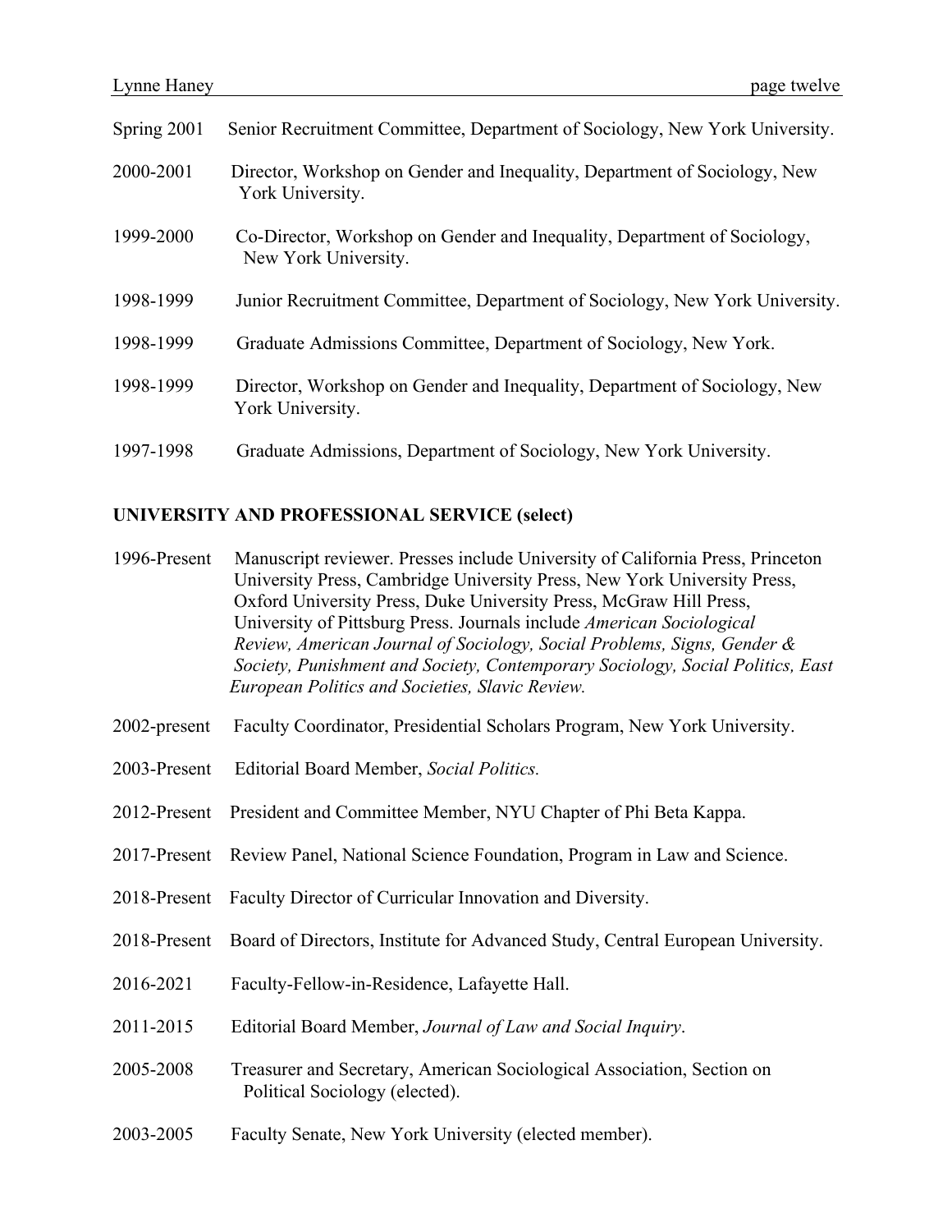Spring 2001 Senior Recruitment Committee, Department of Sociology, New York University.

2000-2001 Director, Workshop on Gender and Inequality, Department of Sociology, New York University.

1999-2000 Co-Director, Workshop on Gender and Inequality, Department of Sociology, New York University.

1998-1999 Junior Recruitment Committee, Department of Sociology, New York University.

1998-1999 Graduate Admissions Committee, Department of Sociology, New York.

1998-1999 Director, Workshop on Gender and Inequality, Department of Sociology, New York University.

1997-1998 Graduate Admissions, Department of Sociology, New York University.

**UNIVERSITY AND PROFESSIONAL SERVICE (select)**

1996-Present Manuscript reviewer. Presses include University of California Press, Princeton University Press, Cambridge University Press, New York University Press, Oxford University Press, Duke University Press, McGraw Hill Press, University of Pittsburg Press. Journals include *American Sociological Review, American Journal of Sociology, Social Problems, Signs, Gender & Society, Punishment and Society, Contemporary Sociology, Social Politics, East European Politics and Societies, Slavic Review.*

2002-present Faculty Coordinator, Presidential Scholars Program, New York University.

2003-Present Editorial Board Member, *Social Politics.*

2012-Present President and Committee Member, NYU Chapter of Phi Beta Kappa.

2017-Present Review Panel, National Science Foundation, Program in Law and Science.

2018-Present Faculty Director of Curricular Innovation and Diversity.

2018-Present Board of Directors, Institute for Advanced Study, Central European University.

2016-2021 Faculty-Fellow-in-Residence, Lafayette Hall.

2011-2015 Editorial Board Member, *Journal of Law and Social Inquiry*.

2005-2008 Treasurer and Secretary, American Sociological Association, Section on Political Sociology (elected).

2003-2005 Faculty Senate, New York University (elected member).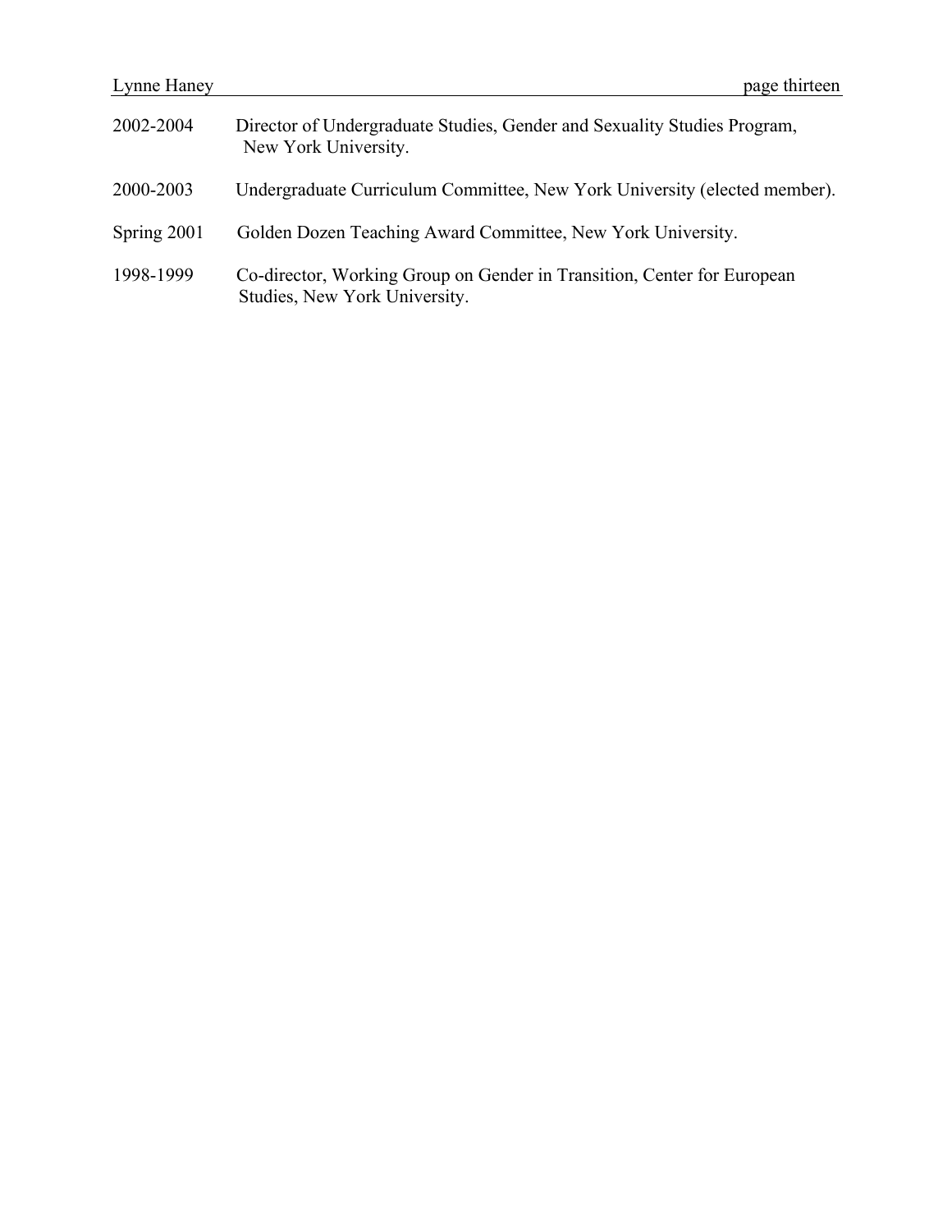2002-2004 Director of Undergraduate Studies, Gender and Sexuality Studies Program, New York University.

2000-2003 Undergraduate Curriculum Committee, New York University (elected member).

Spring 2001 Golden Dozen Teaching Award Committee, New York University.

1998-1999 Co-director, Working Group on Gender in Transition, Center for European Studies, New York University.